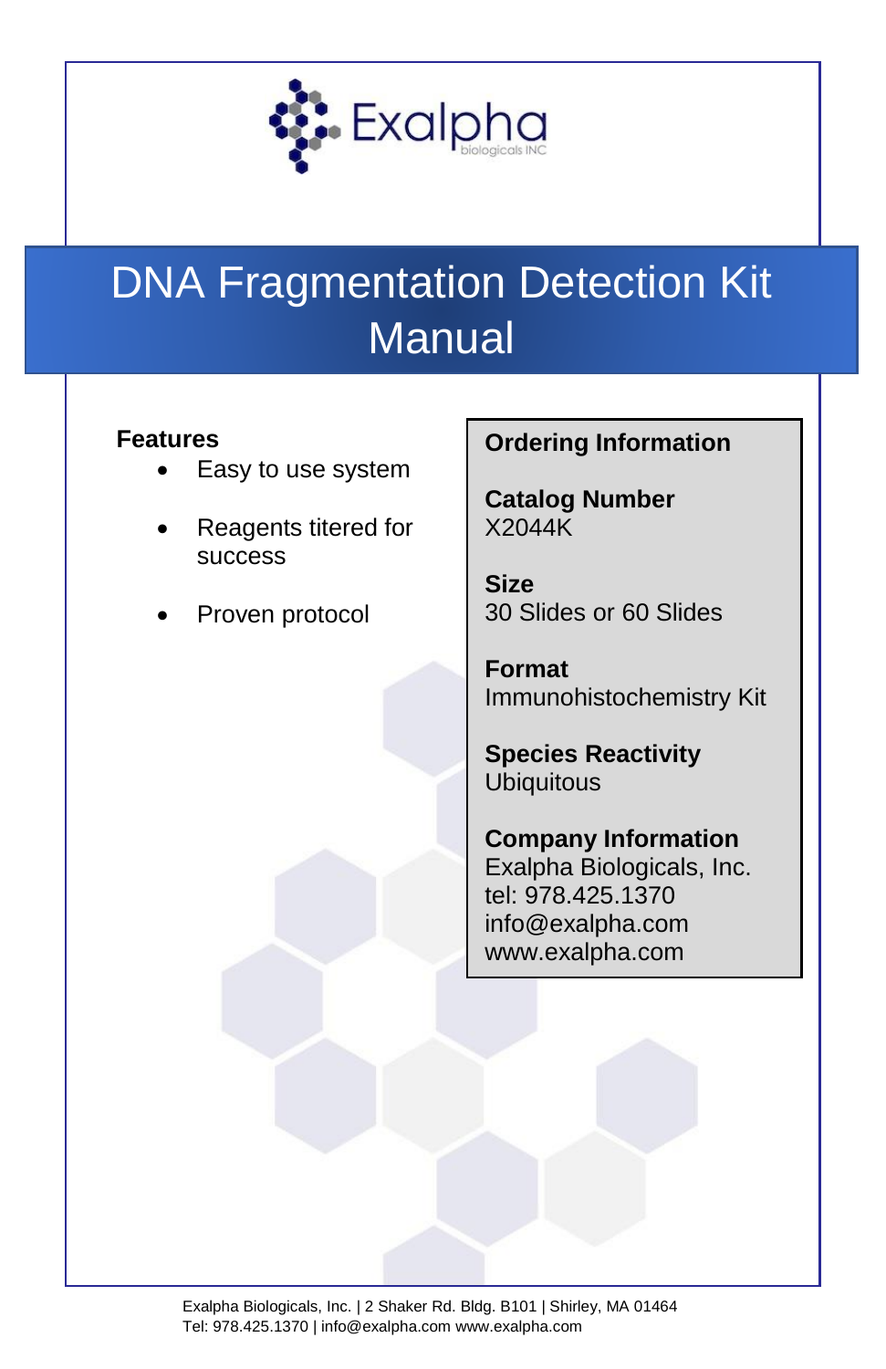Exalpha biologicals INC

# DNA Fragmentation Detection Kit Manual

**Features**

- Easy to use system
- Reagents titered for success
- Proven protocol

**Ordering Information**

**Catalog Number**
X2044K

**Size**
30 Slides or 60 Slides

**Format**
Immunohistochemistry Kit

**Species Reactivity**
Ubiquitous

**Company Information**
Exalpha Biologicals, Inc.
tel: 978.425.1370
info@exalpha.com
www.exalpha.com

Exalpha Biologicals, Inc. | 2 Shaker Rd. Bldg. B101 | Shirley, MA 01464
Tel: 978.425.1370 | info@exalpha.com www.exalpha.com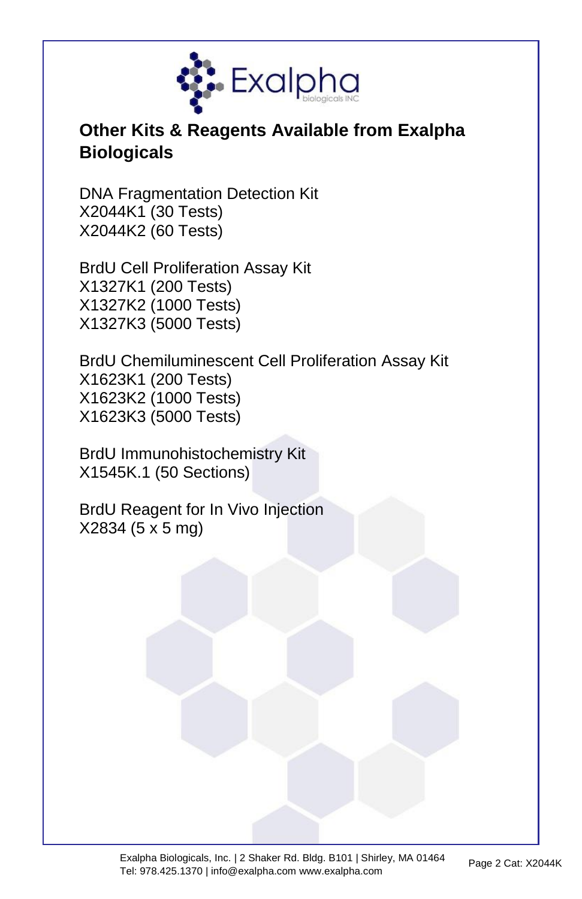## Other Kits & Reagents Available from Exalpha Biologicals

DNA Fragmentation Detection Kit
X2044K1 (30 Tests)
X2044K2 (60 Tests)

BrdU Cell Proliferation Assay Kit
X1327K1 (200 Tests)
X1327K2 (1000 Tests)
X1327K3 (5000 Tests)

BrdU Chemiluminescent Cell Proliferation Assay Kit
X1623K1 (200 Tests)
X1623K2 (1000 Tests)
X1623K3 (5000 Tests)

BrdU Immunohistochemistry Kit
X1545K.1 (50 Sections)

BrdU Reagent for In Vivo Injection
X2834 (5 x 5 mg)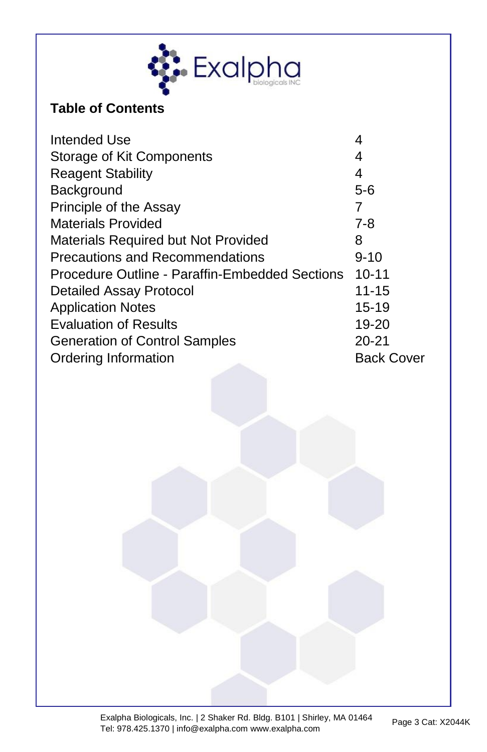## Table of Contents

| | |
|---|---|
| Intended Use | 4 |
| Storage of Kit Components | 4 |
| Reagent Stability | 4 |
| Background | 5-6 |
| Principle of the Assay | 7 |
| Materials Provided | 7-8 |
| Materials Required but Not Provided | 8 |
| Precautions and Recommendations | 9-10 |
| Procedure Outline - Paraffin-Embedded Sections | 10-11 |
| Detailed Assay Protocol | 11-15 |
| Application Notes | 15-19 |
| Evaluation of Results | 19-20 |
| Generation of Control Samples | 20-21 |
| Ordering Information | Back Cover |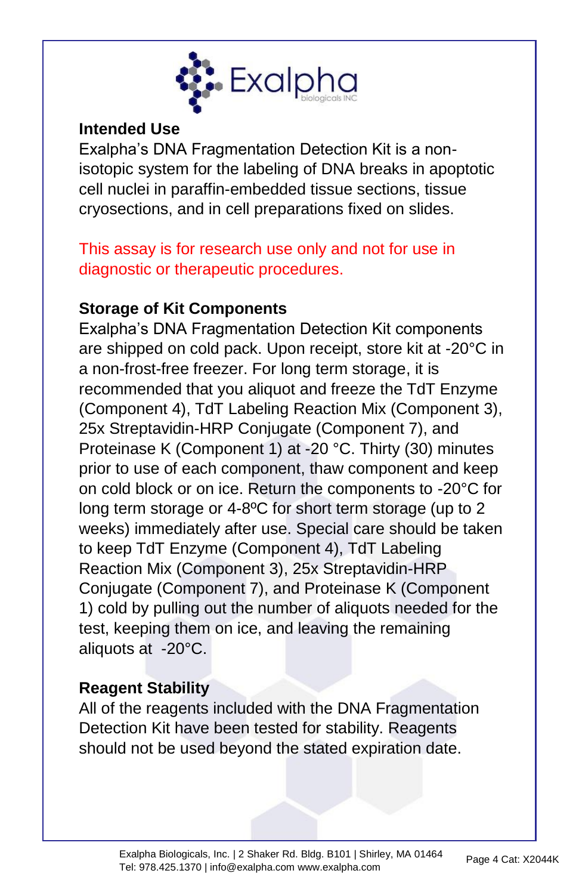## Intended Use

Exalpha's DNA Fragmentation Detection Kit is a non-isotopic system for the labeling of DNA breaks in apoptotic cell nuclei in paraffin-embedded tissue sections, tissue cryosections, and in cell preparations fixed on slides.

This assay is for research use only and not for use in diagnostic or therapeutic procedures.

## Storage of Kit Components

Exalpha's DNA Fragmentation Detection Kit components are shipped on cold pack. Upon receipt, store kit at -20°C in a non-frost-free freezer. For long term storage, it is recommended that you aliquot and freeze the TdT Enzyme (Component 4), TdT Labeling Reaction Mix (Component 3), 25x Streptavidin-HRP Conjugate (Component 7), and Proteinase K (Component 1) at -20 °C. Thirty (30) minutes prior to use of each component, thaw component and keep on cold block or on ice. Return the components to -20°C for long term storage or 4-8ºC for short term storage (up to 2 weeks) immediately after use. Special care should be taken to keep TdT Enzyme (Component 4), TdT Labeling Reaction Mix (Component 3), 25x Streptavidin-HRP Conjugate (Component 7), and Proteinase K (Component 1) cold by pulling out the number of aliquots needed for the test, keeping them on ice, and leaving the remaining aliquots at -20°C.

## Reagent Stability

All of the reagents included with the DNA Fragmentation Detection Kit have been tested for stability. Reagents should not be used beyond the stated expiration date.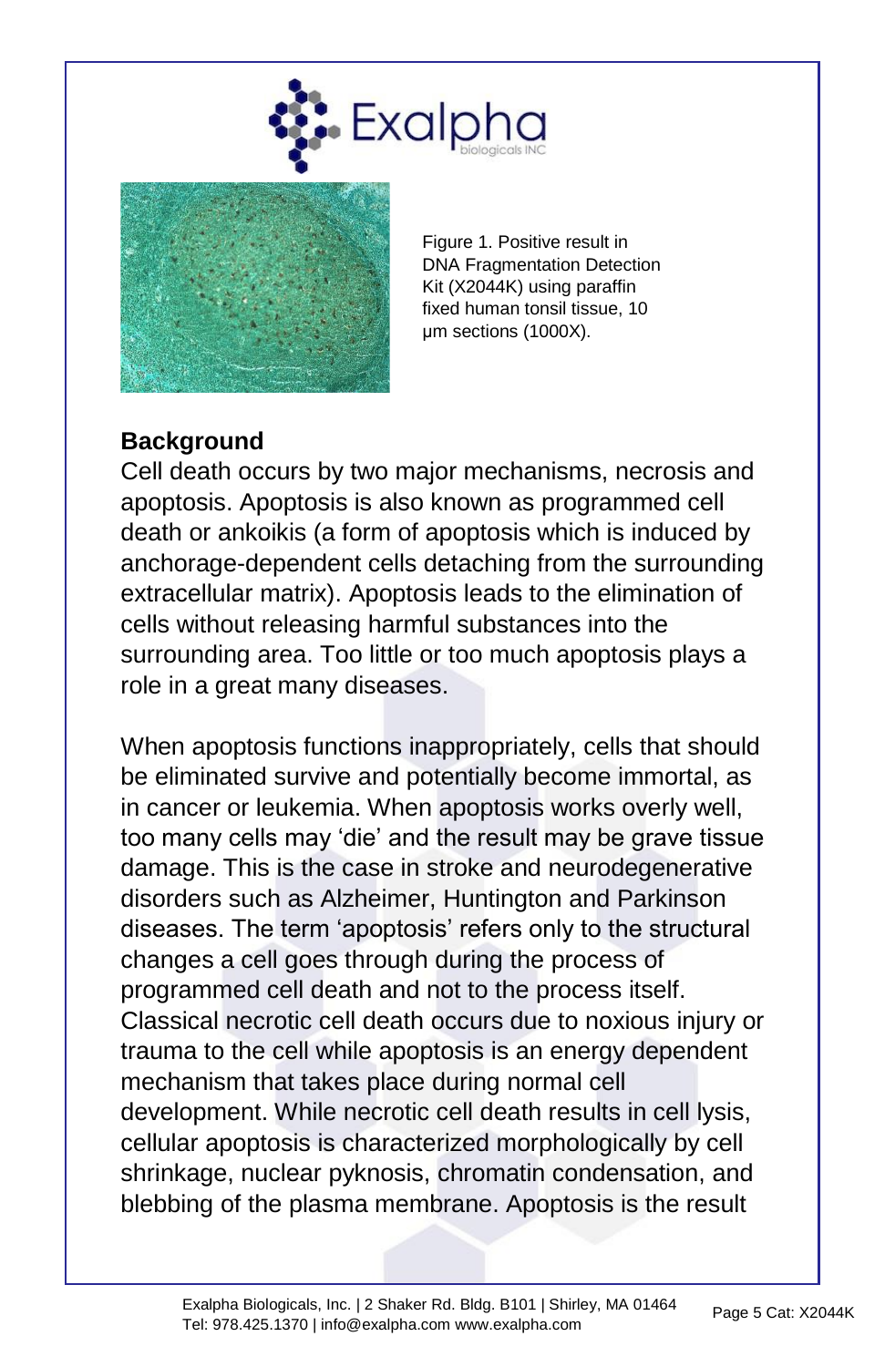Figure 1. Positive result in DNA Fragmentation Detection Kit (X2044K) using paraffin fixed human tonsil tissue, 10 µm sections (1000X).

## Background

Cell death occurs by two major mechanisms, necrosis and apoptosis. Apoptosis is also known as programmed cell death or ankoikis (a form of apoptosis which is induced by anchorage-dependent cells detaching from the surrounding extracellular matrix). Apoptosis leads to the elimination of cells without releasing harmful substances into the surrounding area. Too little or too much apoptosis plays a role in a great many diseases.

When apoptosis functions inappropriately, cells that should be eliminated survive and potentially become immortal, as in cancer or leukemia. When apoptosis works overly well, too many cells may 'die' and the result may be grave tissue damage. This is the case in stroke and neurodegenerative disorders such as Alzheimer, Huntington and Parkinson diseases. The term 'apoptosis' refers only to the structural changes a cell goes through during the process of programmed cell death and not to the process itself. Classical necrotic cell death occurs due to noxious injury or trauma to the cell while apoptosis is an energy dependent mechanism that takes place during normal cell development. While necrotic cell death results in cell lysis, cellular apoptosis is characterized morphologically by cell shrinkage, nuclear pyknosis, chromatin condensation, and blebbing of the plasma membrane. Apoptosis is the result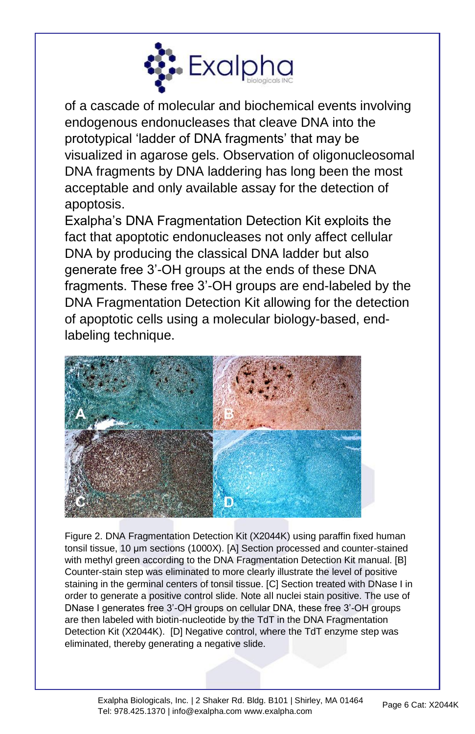of a cascade of molecular and biochemical events involving endogenous endonucleases that cleave DNA into the prototypical 'ladder of DNA fragments' that may be visualized in agarose gels. Observation of oligonucleosomal DNA fragments by DNA laddering has long been the most acceptable and only available assay for the detection of apoptosis.

Exalpha's DNA Fragmentation Detection Kit exploits the fact that apoptotic endonucleases not only affect cellular DNA by producing the classical DNA ladder but also generate free 3'-OH groups at the ends of these DNA fragments. These free 3'-OH groups are end-labeled by the DNA Fragmentation Detection Kit allowing for the detection of apoptotic cells using a molecular biology-based, end-labeling technique.

Figure 2. DNA Fragmentation Detection Kit (X2044K) using paraffin fixed human tonsil tissue, 10 µm sections (1000X). [A] Section processed and counter-stained with methyl green according to the DNA Fragmentation Detection Kit manual. [B] Counter-stain step was eliminated to more clearly illustrate the level of positive staining in the germinal centers of tonsil tissue. [C] Section treated with DNase I in order to generate a positive control slide. Note all nuclei stain positive. The use of DNase I generates free 3'-OH groups on cellular DNA, these free 3'-OH groups are then labeled with biotin-nucleotide by the TdT in the DNA Fragmentation Detection Kit (X2044K). [D] Negative control, where the TdT enzyme step was eliminated, thereby generating a negative slide.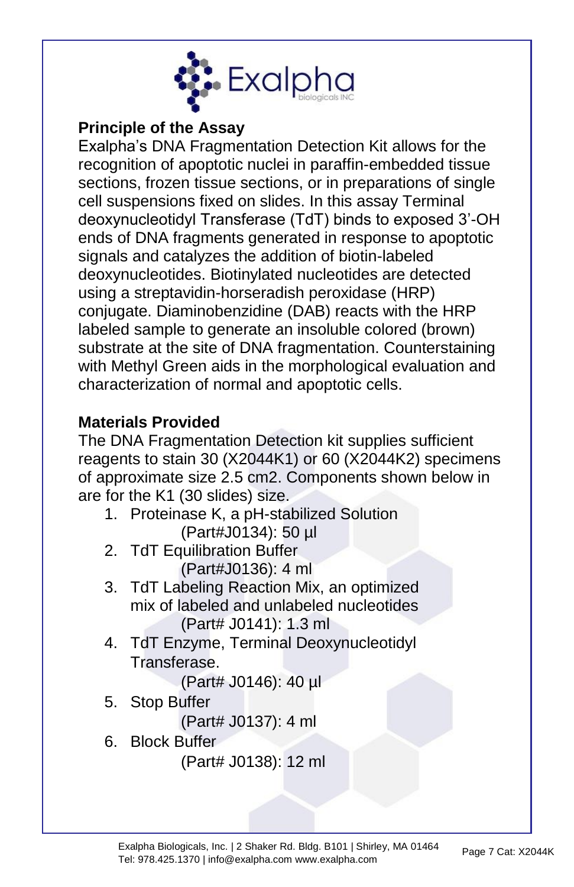## Principle of the Assay

Exalpha's DNA Fragmentation Detection Kit allows for the recognition of apoptotic nuclei in paraffin-embedded tissue sections, frozen tissue sections, or in preparations of single cell suspensions fixed on slides. In this assay Terminal deoxynucleotidyl Transferase (TdT) binds to exposed 3'-OH ends of DNA fragments generated in response to apoptotic signals and catalyzes the addition of biotin-labeled deoxynucleotides. Biotinylated nucleotides are detected using a streptavidin-horseradish peroxidase (HRP) conjugate. Diaminobenzidine (DAB) reacts with the HRP labeled sample to generate an insoluble colored (brown) substrate at the site of DNA fragmentation. Counterstaining with Methyl Green aids in the morphological evaluation and characterization of normal and apoptotic cells.

## Materials Provided

The DNA Fragmentation Detection kit supplies sufficient reagents to stain 30 (X2044K1) or 60 (X2044K2) specimens of approximate size 2.5 cm2. Components shown below in are for the K1 (30 slides) size.

1. Proteinase K, a pH-stabilized Solution
   (Part#J0134): 50 µl
2. TdT Equilibration Buffer
   (Part#J0136): 4 ml
3. TdT Labeling Reaction Mix, an optimized mix of labeled and unlabeled nucleotides
   (Part# J0141): 1.3 ml
4. TdT Enzyme, Terminal Deoxynucleotidyl Transferase.
   (Part# J0146): 40 µl
5. Stop Buffer
   (Part# J0137): 4 ml
6. Block Buffer
   (Part# J0138): 12 ml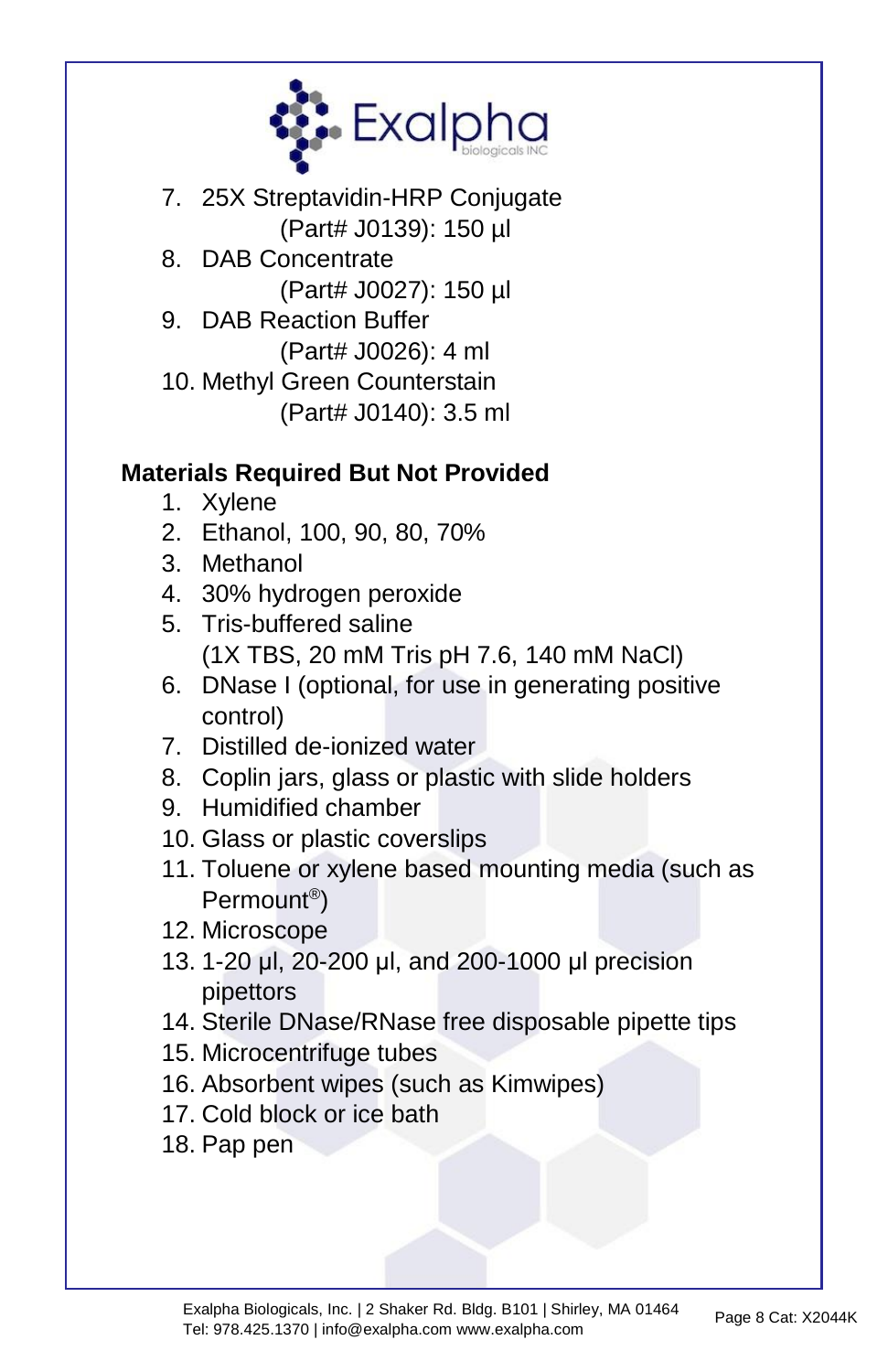7. 25X Streptavidin-HRP Conjugate
   (Part# J0139): 150 µl
8. DAB Concentrate
   (Part# J0027): 150 µl
9. DAB Reaction Buffer
   (Part# J0026): 4 ml
10. Methyl Green Counterstain
    (Part# J0140): 3.5 ml

**Materials Required But Not Provided**

1. Xylene
2. Ethanol, 100, 90, 80, 70%
3. Methanol
4. 30% hydrogen peroxide
5. Tris-buffered saline
   (1X TBS, 20 mM Tris pH 7.6, 140 mM NaCl)
6. DNase I (optional, for use in generating positive control)
7. Distilled de-ionized water
8. Coplin jars, glass or plastic with slide holders
9. Humidified chamber
10. Glass or plastic coverslips
11. Toluene or xylene based mounting media (such as Permount®)
12. Microscope
13. 1-20 µl, 20-200 µl, and 200-1000 µl precision pipettors
14. Sterile DNase/RNase free disposable pipette tips
15. Microcentrifuge tubes
16. Absorbent wipes (such as Kimwipes)
17. Cold block or ice bath
18. Pap pen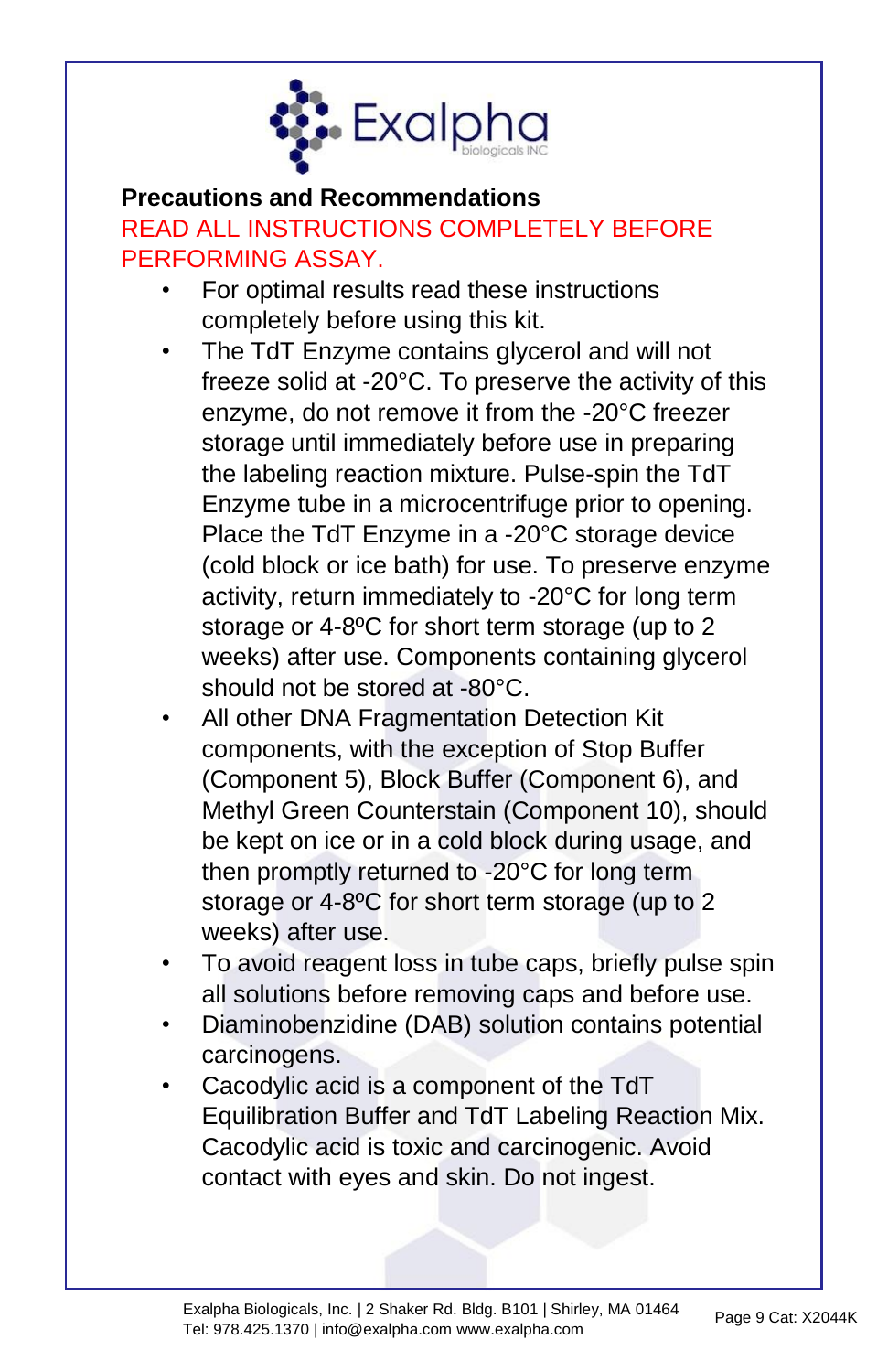**Precautions and Recommendations**

READ ALL INSTRUCTIONS COMPLETELY BEFORE PERFORMING ASSAY.

- For optimal results read these instructions completely before using this kit.
- The TdT Enzyme contains glycerol and will not freeze solid at -20°C. To preserve the activity of this enzyme, do not remove it from the -20°C freezer storage until immediately before use in preparing the labeling reaction mixture. Pulse-spin the TdT Enzyme tube in a microcentrifuge prior to opening. Place the TdT Enzyme in a -20°C storage device (cold block or ice bath) for use. To preserve enzyme activity, return immediately to -20°C for long term storage or 4-8ºC for short term storage (up to 2 weeks) after use. Components containing glycerol should not be stored at -80°C.
- All other DNA Fragmentation Detection Kit components, with the exception of Stop Buffer (Component 5), Block Buffer (Component 6), and Methyl Green Counterstain (Component 10), should be kept on ice or in a cold block during usage, and then promptly returned to -20°C for long term storage or 4-8ºC for short term storage (up to 2 weeks) after use.
- To avoid reagent loss in tube caps, briefly pulse spin all solutions before removing caps and before use.
- Diaminobenzidine (DAB) solution contains potential carcinogens.
- Cacodylic acid is a component of the TdT Equilibration Buffer and TdT Labeling Reaction Mix. Cacodylic acid is toxic and carcinogenic. Avoid contact with eyes and skin. Do not ingest.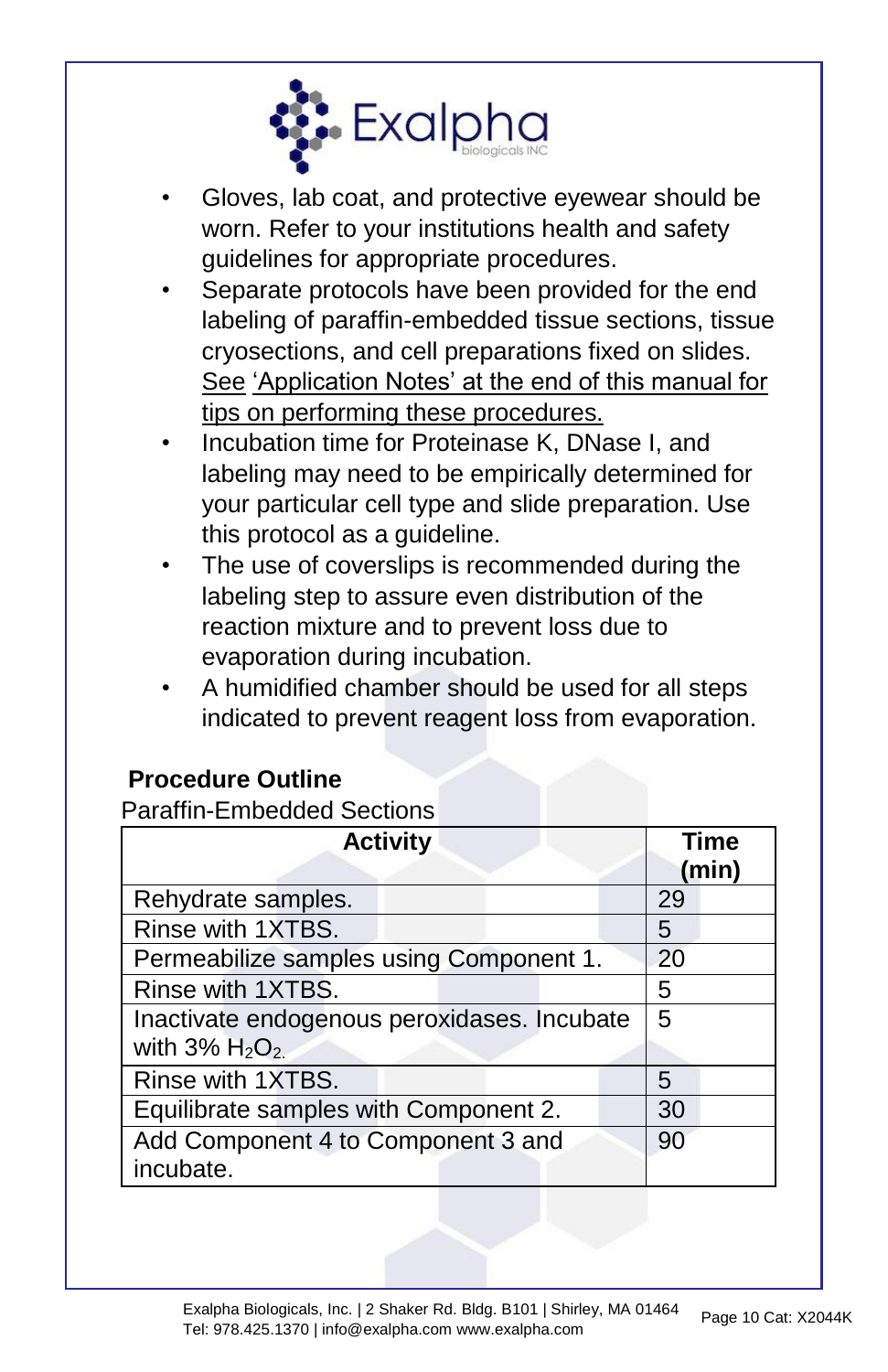- Gloves, lab coat, and protective eyewear should be worn. Refer to your institutions health and safety guidelines for appropriate procedures.
- Separate protocols have been provided for the end labeling of paraffin-embedded tissue sections, tissue cryosections, and cell preparations fixed on slides. See 'Application Notes' at the end of this manual for tips on performing these procedures.
- Incubation time for Proteinase K, DNase I, and labeling may need to be empirically determined for your particular cell type and slide preparation. Use this protocol as a guideline.
- The use of coverslips is recommended during the labeling step to assure even distribution of the reaction mixture and to prevent loss due to evaporation during incubation.
- A humidified chamber should be used for all steps indicated to prevent reagent loss from evaporation.

**Procedure Outline**

Paraffin-Embedded Sections

| Activity | Time (min) |
|---|---|
| Rehydrate samples. | 29 |
| Rinse with 1XTBS. | 5 |
| Permeabilize samples using Component 1. | 20 |
| Rinse with 1XTBS. | 5 |
| Inactivate endogenous peroxidases. Incubate with 3% $H_2O_2$. | 5 |
| Rinse with 1XTBS. | 5 |
| Equilibrate samples with Component 2. | 30 |
| Add Component 4 to Component 3 and incubate. | 90 |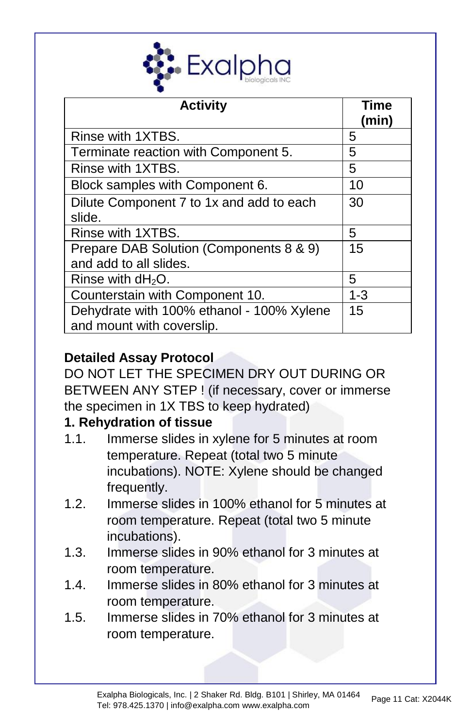| Activity | Time (min) |
|---|---|
| Rinse with 1XTBS. | 5 |
| Terminate reaction with Component 5. | 5 |
| Rinse with 1XTBS. | 5 |
| Block samples with Component 6. | 10 |
| Dilute Component 7 to 1x and add to each slide. | 30 |
| Rinse with 1XTBS. | 5 |
| Prepare DAB Solution (Components 8 & 9) and add to all slides. | 15 |
| Rinse with $dH_2O$. | 5 |
| Counterstain with Component 10. | 1-3 |
| Dehydrate with 100% ethanol - 100% Xylene and mount with coverslip. | 15 |

## Detailed Assay Protocol

DO NOT LET THE SPECIMEN DRY OUT DURING OR BETWEEN ANY STEP ! (if necessary, cover or immerse the specimen in 1X TBS to keep hydrated)

### 1. Rehydration of tissue

1.1. Immerse slides in xylene for 5 minutes at room temperature. Repeat (total two 5 minute incubations). NOTE: Xylene should be changed frequently.

1.2. Immerse slides in 100% ethanol for 5 minutes at room temperature. Repeat (total two 5 minute incubations).

1.3. Immerse slides in 90% ethanol for 3 minutes at room temperature.

1.4. Immerse slides in 80% ethanol for 3 minutes at room temperature.

1.5. Immerse slides in 70% ethanol for 3 minutes at room temperature.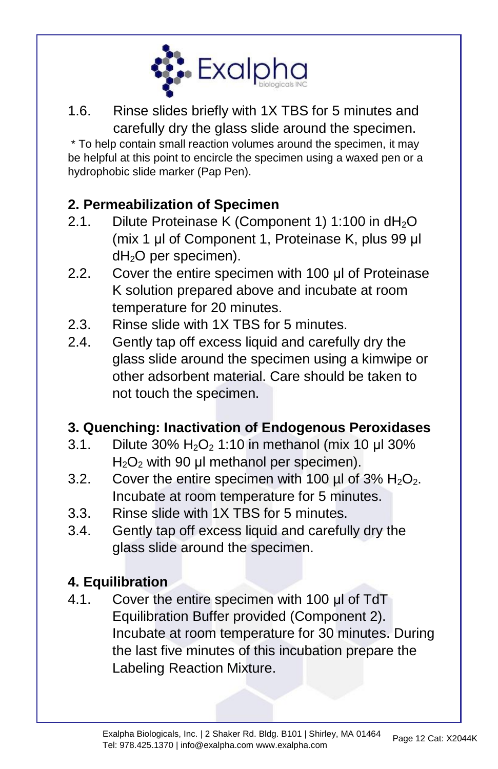1.6. Rinse slides briefly with 1X TBS for 5 minutes and carefully dry the glass slide around the specimen.

* To help contain small reaction volumes around the specimen, it may be helpful at this point to encircle the specimen using a waxed pen or a hydrophobic slide marker (Pap Pen).

## 2. Permeabilization of Specimen

2.1. Dilute Proteinase K (Component 1) 1:100 in $dH_2O$ (mix 1 µl of Component 1, Proteinase K, plus 99 µl $dH_2O$ per specimen).

2.2. Cover the entire specimen with 100 µl of Proteinase K solution prepared above and incubate at room temperature for 20 minutes.

2.3. Rinse slide with 1X TBS for 5 minutes.

2.4. Gently tap off excess liquid and carefully dry the glass slide around the specimen using a kimwipe or other adsorbent material. Care should be taken to not touch the specimen.

## 3. Quenching: Inactivation of Endogenous Peroxidases

3.1. Dilute 30% $H_2O_2$ 1:10 in methanol (mix 10 µl 30% $H_2O_2$ with 90 µl methanol per specimen).

3.2. Cover the entire specimen with 100 µl of 3% $H_2O_2$. Incubate at room temperature for 5 minutes.

3.3. Rinse slide with 1X TBS for 5 minutes.

3.4. Gently tap off excess liquid and carefully dry the glass slide around the specimen.

## 4. Equilibration

4.1. Cover the entire specimen with 100 µl of TdT Equilibration Buffer provided (Component 2). Incubate at room temperature for 30 minutes. During the last five minutes of this incubation prepare the Labeling Reaction Mixture.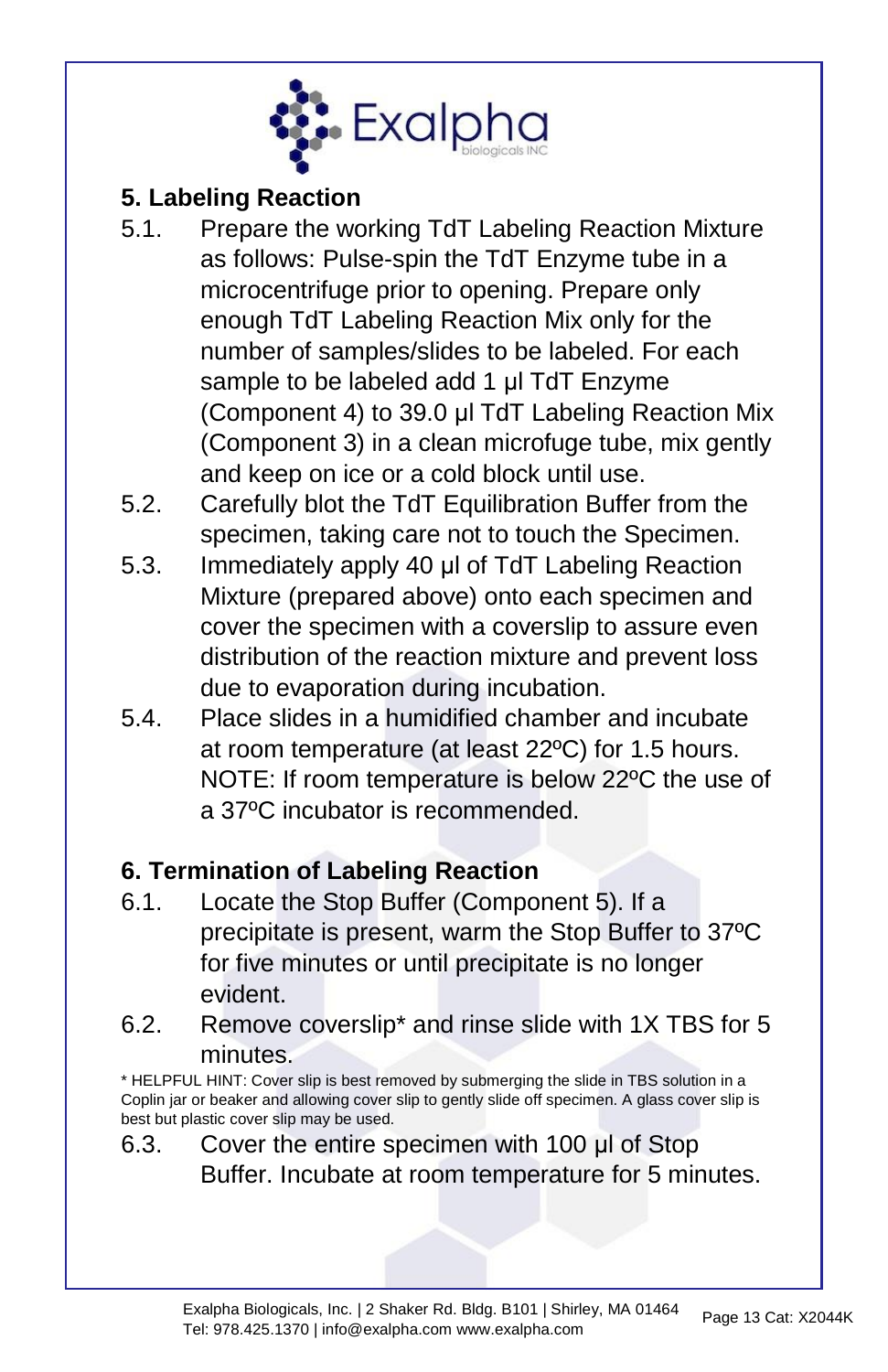## 5. Labeling Reaction

5.1. Prepare the working TdT Labeling Reaction Mixture as follows: Pulse-spin the TdT Enzyme tube in a microcentrifuge prior to opening. Prepare only enough TdT Labeling Reaction Mix only for the number of samples/slides to be labeled. For each sample to be labeled add 1 µl TdT Enzyme (Component 4) to 39.0 µl TdT Labeling Reaction Mix (Component 3) in a clean microfuge tube, mix gently and keep on ice or a cold block until use.

5.2. Carefully blot the TdT Equilibration Buffer from the specimen, taking care not to touch the Specimen.

5.3. Immediately apply 40 µl of TdT Labeling Reaction Mixture (prepared above) onto each specimen and cover the specimen with a coverslip to assure even distribution of the reaction mixture and prevent loss due to evaporation during incubation.

5.4. Place slides in a humidified chamber and incubate at room temperature (at least 22ºC) for 1.5 hours. NOTE: If room temperature is below 22ºC the use of a 37ºC incubator is recommended.

## 6. Termination of Labeling Reaction

6.1. Locate the Stop Buffer (Component 5). If a precipitate is present, warm the Stop Buffer to 37ºC for five minutes or until precipitate is no longer evident.

6.2. Remove coverslip* and rinse slide with 1X TBS for 5 minutes.

* HELPFUL HINT: Cover slip is best removed by submerging the slide in TBS solution in a Coplin jar or beaker and allowing cover slip to gently slide off specimen. A glass cover slip is best but plastic cover slip may be used.

6.3. Cover the entire specimen with 100 µl of Stop Buffer. Incubate at room temperature for 5 minutes.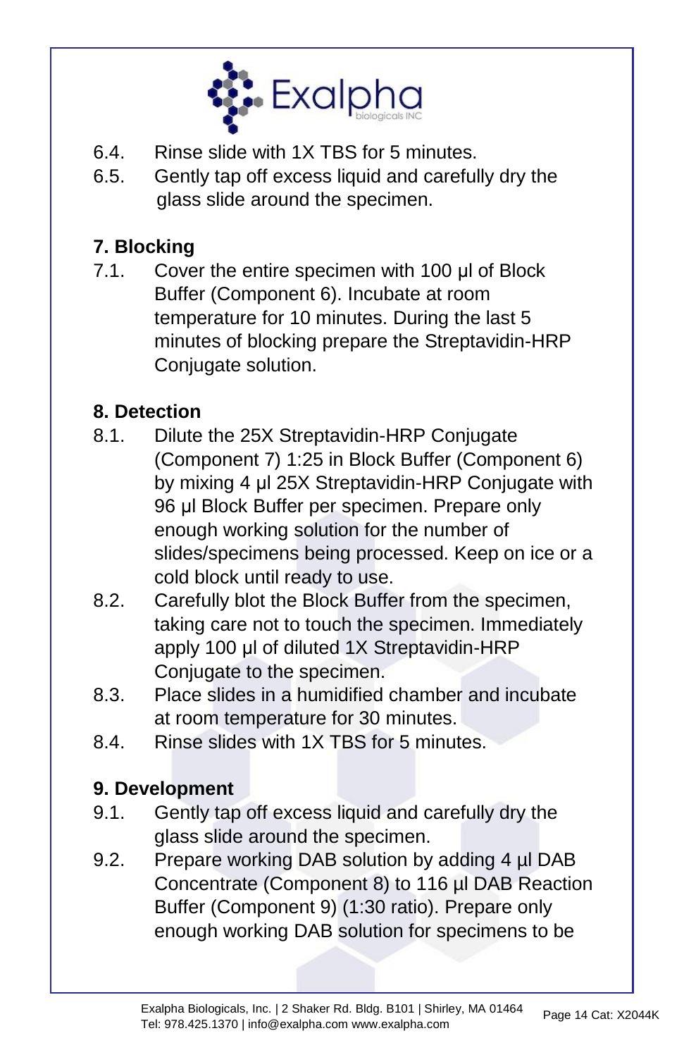6.4. Rinse slide with 1X TBS for 5 minutes.

6.5. Gently tap off excess liquid and carefully dry the glass slide around the specimen.

**7. Blocking**

7.1. Cover the entire specimen with 100 µl of Block Buffer (Component 6). Incubate at room temperature for 10 minutes. During the last 5 minutes of blocking prepare the Streptavidin-HRP Conjugate solution.

**8. Detection**

8.1. Dilute the 25X Streptavidin-HRP Conjugate (Component 7) 1:25 in Block Buffer (Component 6) by mixing 4 µl 25X Streptavidin-HRP Conjugate with 96 µl Block Buffer per specimen. Prepare only enough working solution for the number of slides/specimens being processed. Keep on ice or a cold block until ready to use.

8.2. Carefully blot the Block Buffer from the specimen, taking care not to touch the specimen. Immediately apply 100 µl of diluted 1X Streptavidin-HRP Conjugate to the specimen.

8.3. Place slides in a humidified chamber and incubate at room temperature for 30 minutes.

8.4. Rinse slides with 1X TBS for 5 minutes.

**9. Development**

9.1. Gently tap off excess liquid and carefully dry the glass slide around the specimen.

9.2. Prepare working DAB solution by adding 4 µl DAB Concentrate (Component 8) to 116 µl DAB Reaction Buffer (Component 9) (1:30 ratio). Prepare only enough working DAB solution for specimens to be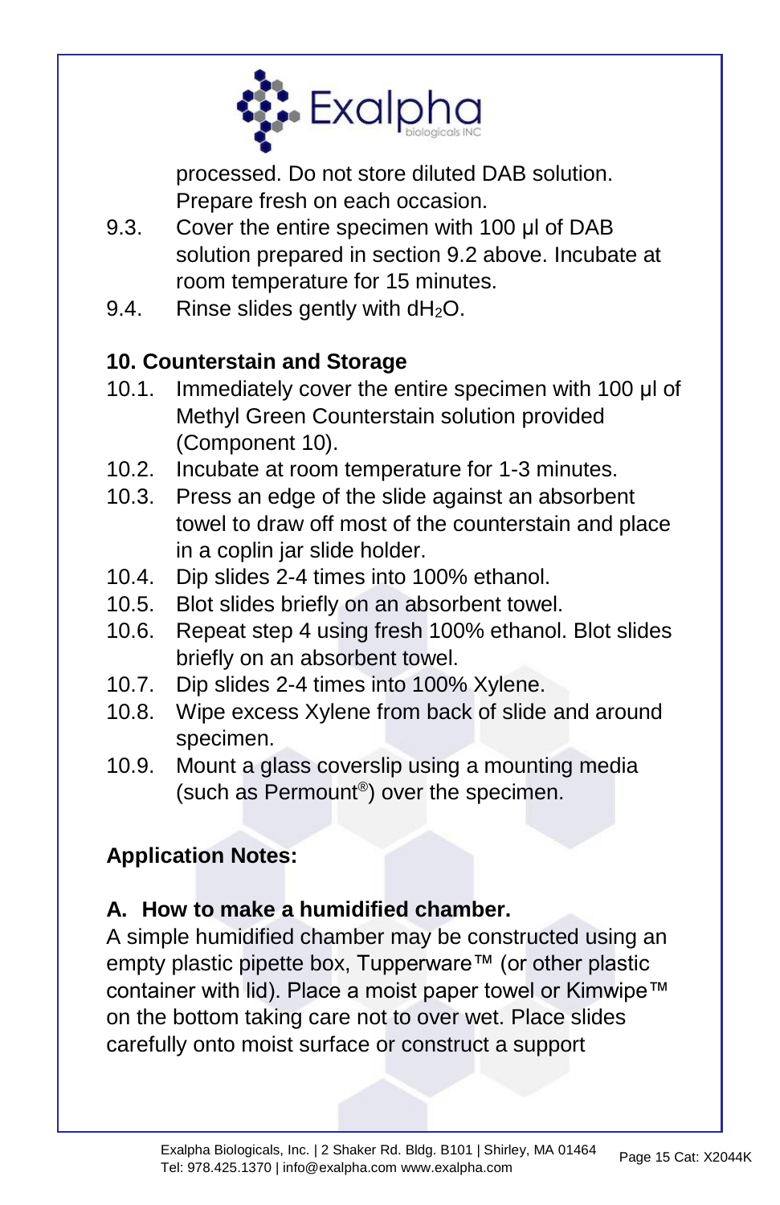processed. Do not store diluted DAB solution. Prepare fresh on each occasion.

9.3. Cover the entire specimen with 100 µl of DAB solution prepared in section 9.2 above. Incubate at room temperature for 15 minutes.

9.4. Rinse slides gently with $dH_2O$.

## 10. Counterstain and Storage

10.1. Immediately cover the entire specimen with 100 µl of Methyl Green Counterstain solution provided (Component 10).

10.2. Incubate at room temperature for 1-3 minutes.

10.3. Press an edge of the slide against an absorbent towel to draw off most of the counterstain and place in a coplin jar slide holder.

10.4. Dip slides 2-4 times into 100% ethanol.

10.5. Blot slides briefly on an absorbent towel.

10.6. Repeat step 4 using fresh 100% ethanol. Blot slides briefly on an absorbent towel.

10.7. Dip slides 2-4 times into 100% Xylene.

10.8. Wipe excess Xylene from back of slide and around specimen.

10.9. Mount a glass coverslip using a mounting media (such as Permount®) over the specimen.

## Application Notes:

### A. How to make a humidified chamber.

A simple humidified chamber may be constructed using an empty plastic pipette box, Tupperware™ (or other plastic container with lid). Place a moist paper towel or Kimwipe™ on the bottom taking care not to over wet. Place slides carefully onto moist surface or construct a support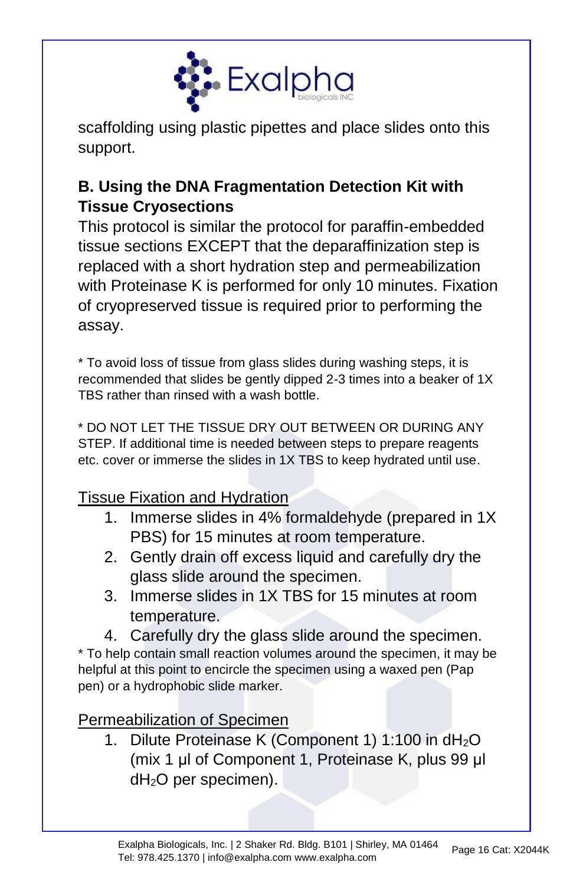scaffolding using plastic pipettes and place slides onto this support.

### B. Using the DNA Fragmentation Detection Kit with Tissue Cryosections

This protocol is similar the protocol for paraffin-embedded tissue sections EXCEPT that the deparaffinization step is replaced with a short hydration step and permeabilization with Proteinase K is performed for only 10 minutes. Fixation of cryopreserved tissue is required prior to performing the assay.

* To avoid loss of tissue from glass slides during washing steps, it is recommended that slides be gently dipped 2-3 times into a beaker of 1X TBS rather than rinsed with a wash bottle.

* DO NOT LET THE TISSUE DRY OUT BETWEEN OR DURING ANY STEP. If additional time is needed between steps to prepare reagents etc. cover or immerse the slides in 1X TBS to keep hydrated until use.

<u>Tissue Fixation and Hydration</u>

1. Immerse slides in 4% formaldehyde (prepared in 1X PBS) for 15 minutes at room temperature.
2. Gently drain off excess liquid and carefully dry the glass slide around the specimen.
3. Immerse slides in 1X TBS for 15 minutes at room temperature.
4. Carefully dry the glass slide around the specimen.

* To help contain small reaction volumes around the specimen, it may be helpful at this point to encircle the specimen using a waxed pen (Pap pen) or a hydrophobic slide marker.

<u>Permeabilization of Specimen</u>

1. Dilute Proteinase K (Component 1) 1:100 in $dH_2O$ (mix 1 µl of Component 1, Proteinase K, plus 99 µl $dH_2O$ per specimen).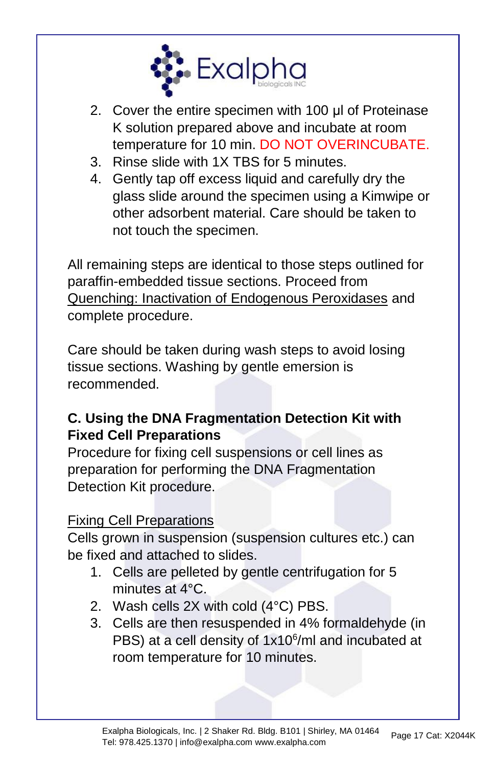2. Cover the entire specimen with 100 µl of Proteinase K solution prepared above and incubate at room temperature for 10 min. DO NOT OVERINCUBATE.
3. Rinse slide with 1X TBS for 5 minutes.
4. Gently tap off excess liquid and carefully dry the glass slide around the specimen using a Kimwipe or other adsorbent material. Care should be taken to not touch the specimen.

All remaining steps are identical to those steps outlined for paraffin-embedded tissue sections. Proceed from Quenching: Inactivation of Endogenous Peroxidases and complete procedure.

Care should be taken during wash steps to avoid losing tissue sections. Washing by gentle emersion is recommended.

**C. Using the DNA Fragmentation Detection Kit with Fixed Cell Preparations**

Procedure for fixing cell suspensions or cell lines as preparation for performing the DNA Fragmentation Detection Kit procedure.

Fixing Cell Preparations

Cells grown in suspension (suspension cultures etc.) can be fixed and attached to slides.

1. Cells are pelleted by gentle centrifugation for 5 minutes at 4°C.
2. Wash cells 2X with cold (4°C) PBS.
3. Cells are then resuspended in 4% formaldehyde (in PBS) at a cell density of $1 \times 10^6$/ml and incubated at room temperature for 10 minutes.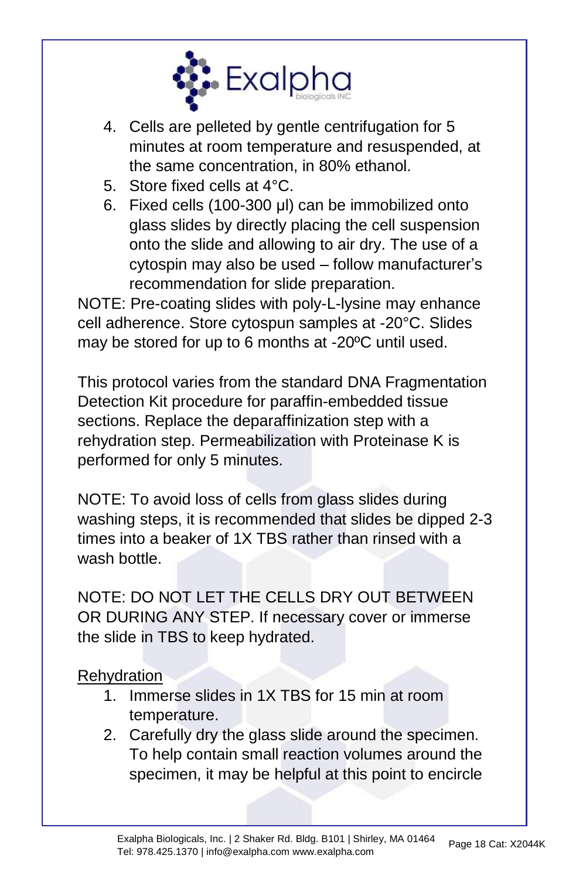4. Cells are pelleted by gentle centrifugation for 5 minutes at room temperature and resuspended, at the same concentration, in 80% ethanol.
5. Store fixed cells at 4°C.
6. Fixed cells (100-300 µl) can be immobilized onto glass slides by directly placing the cell suspension onto the slide and allowing to air dry. The use of a cytospin may also be used – follow manufacturer's recommendation for slide preparation.

NOTE: Pre-coating slides with poly-L-lysine may enhance cell adherence. Store cytospun samples at -20°C. Slides may be stored for up to 6 months at -20ºC until used.

This protocol varies from the standard DNA Fragmentation Detection Kit procedure for paraffin-embedded tissue sections. Replace the deparaffinization step with a rehydration step. Permeabilization with Proteinase K is performed for only 5 minutes.

NOTE: To avoid loss of cells from glass slides during washing steps, it is recommended that slides be dipped 2-3 times into a beaker of 1X TBS rather than rinsed with a wash bottle.

NOTE: DO NOT LET THE CELLS DRY OUT BETWEEN OR DURING ANY STEP. If necessary cover or immerse the slide in TBS to keep hydrated.

<u>Rehydration</u>

1. Immerse slides in 1X TBS for 15 min at room temperature.
2. Carefully dry the glass slide around the specimen. To help contain small reaction volumes around the specimen, it may be helpful at this point to encircle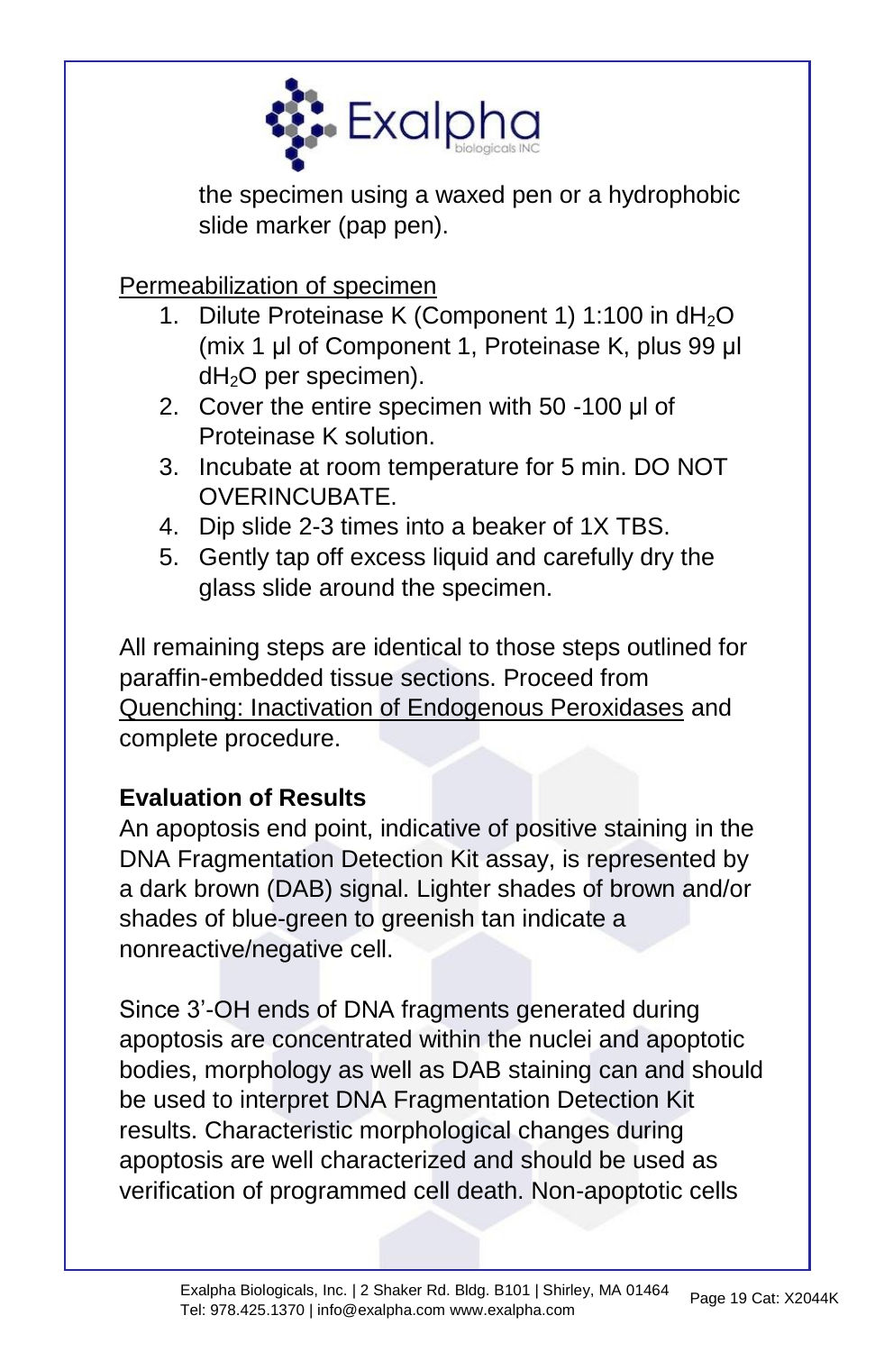the specimen using a waxed pen or a hydrophobic slide marker (pap pen).

Permeabilization of specimen

1. Dilute Proteinase K (Component 1) 1:100 in $dH_2O$ (mix 1 µl of Component 1, Proteinase K, plus 99 µl $dH_2O$ per specimen).
2. Cover the entire specimen with 50 -100 µl of Proteinase K solution.
3. Incubate at room temperature for 5 min. DO NOT OVERINCUBATE.
4. Dip slide 2-3 times into a beaker of 1X TBS.
5. Gently tap off excess liquid and carefully dry the glass slide around the specimen.

All remaining steps are identical to those steps outlined for paraffin-embedded tissue sections. Proceed from Quenching: Inactivation of Endogenous Peroxidases and complete procedure.

**Evaluation of Results**

An apoptosis end point, indicative of positive staining in the DNA Fragmentation Detection Kit assay, is represented by a dark brown (DAB) signal. Lighter shades of brown and/or shades of blue-green to greenish tan indicate a nonreactive/negative cell.

Since 3'-OH ends of DNA fragments generated during apoptosis are concentrated within the nuclei and apoptotic bodies, morphology as well as DAB staining can and should be used to interpret DNA Fragmentation Detection Kit results. Characteristic morphological changes during apoptosis are well characterized and should be used as verification of programmed cell death. Non-apoptotic cells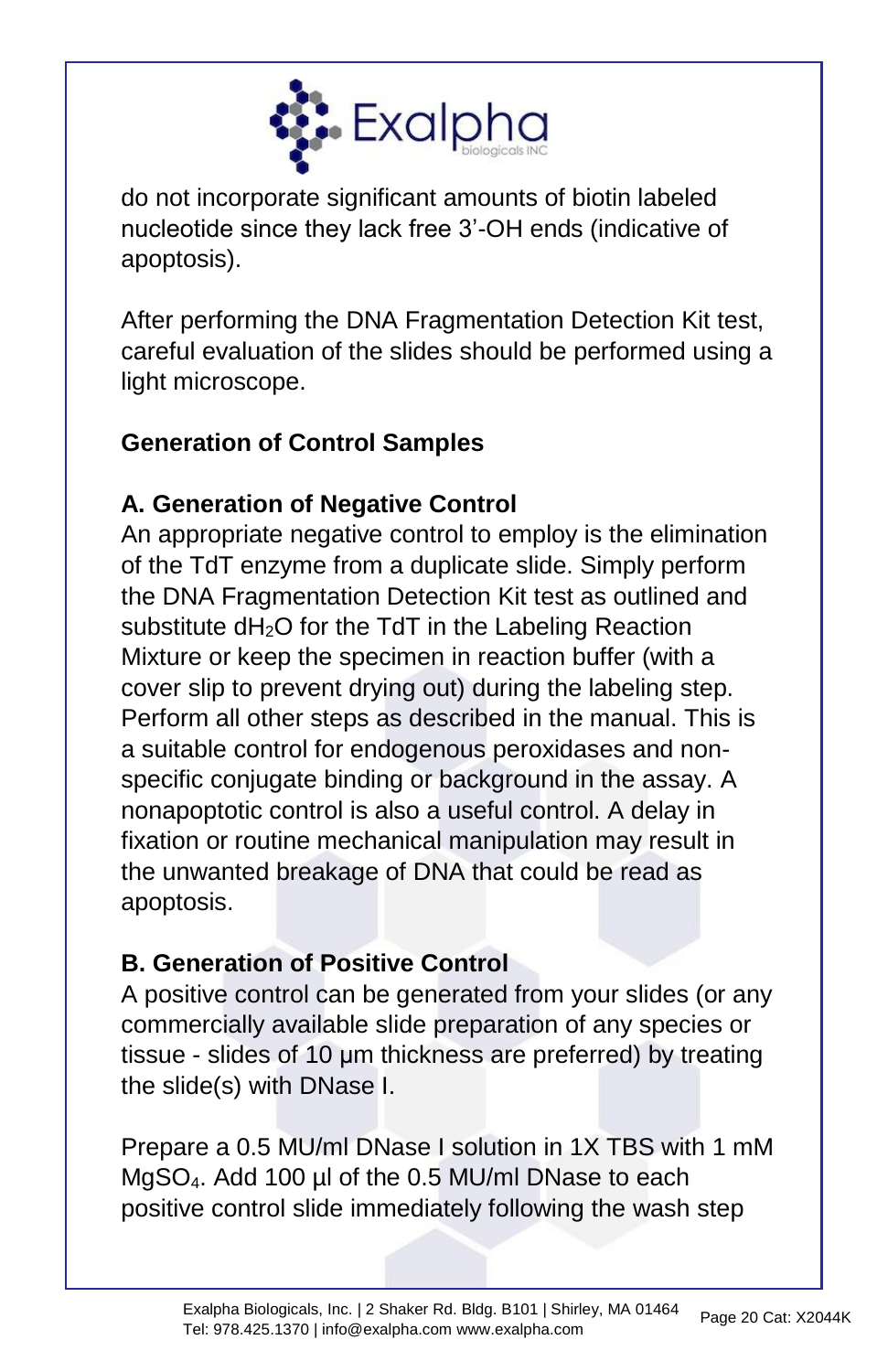do not incorporate significant amounts of biotin labeled nucleotide since they lack free 3'-OH ends (indicative of apoptosis).

After performing the DNA Fragmentation Detection Kit test, careful evaluation of the slides should be performed using a light microscope.

## Generation of Control Samples

### A. Generation of Negative Control

An appropriate negative control to employ is the elimination of the TdT enzyme from a duplicate slide. Simply perform the DNA Fragmentation Detection Kit test as outlined and substitute $dH_2O$ for the TdT in the Labeling Reaction Mixture or keep the specimen in reaction buffer (with a cover slip to prevent drying out) during the labeling step. Perform all other steps as described in the manual. This is a suitable control for endogenous peroxidases and non-specific conjugate binding or background in the assay. A nonapoptotic control is also a useful control. A delay in fixation or routine mechanical manipulation may result in the unwanted breakage of DNA that could be read as apoptosis.

### B. Generation of Positive Control

A positive control can be generated from your slides (or any commercially available slide preparation of any species or tissue - slides of 10 µm thickness are preferred) by treating the slide(s) with DNase I.

Prepare a 0.5 MU/ml DNase I solution in 1X TBS with 1 mM $MgSO_4$. Add 100 µl of the 0.5 MU/ml DNase to each positive control slide immediately following the wash step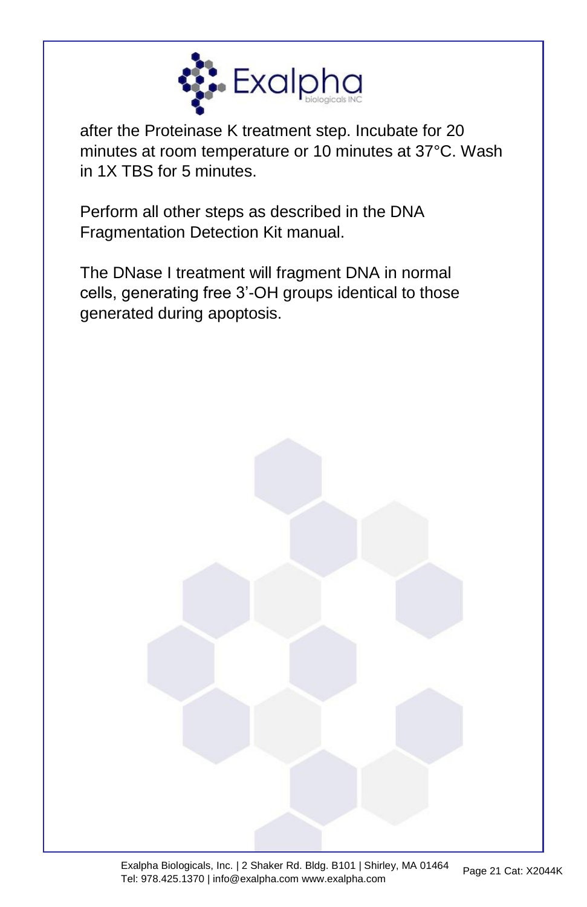after the Proteinase K treatment step. Incubate for 20 minutes at room temperature or 10 minutes at 37°C. Wash in 1X TBS for 5 minutes.

Perform all other steps as described in the DNA Fragmentation Detection Kit manual.

The DNase I treatment will fragment DNA in normal cells, generating free 3'-OH groups identical to those generated during apoptosis.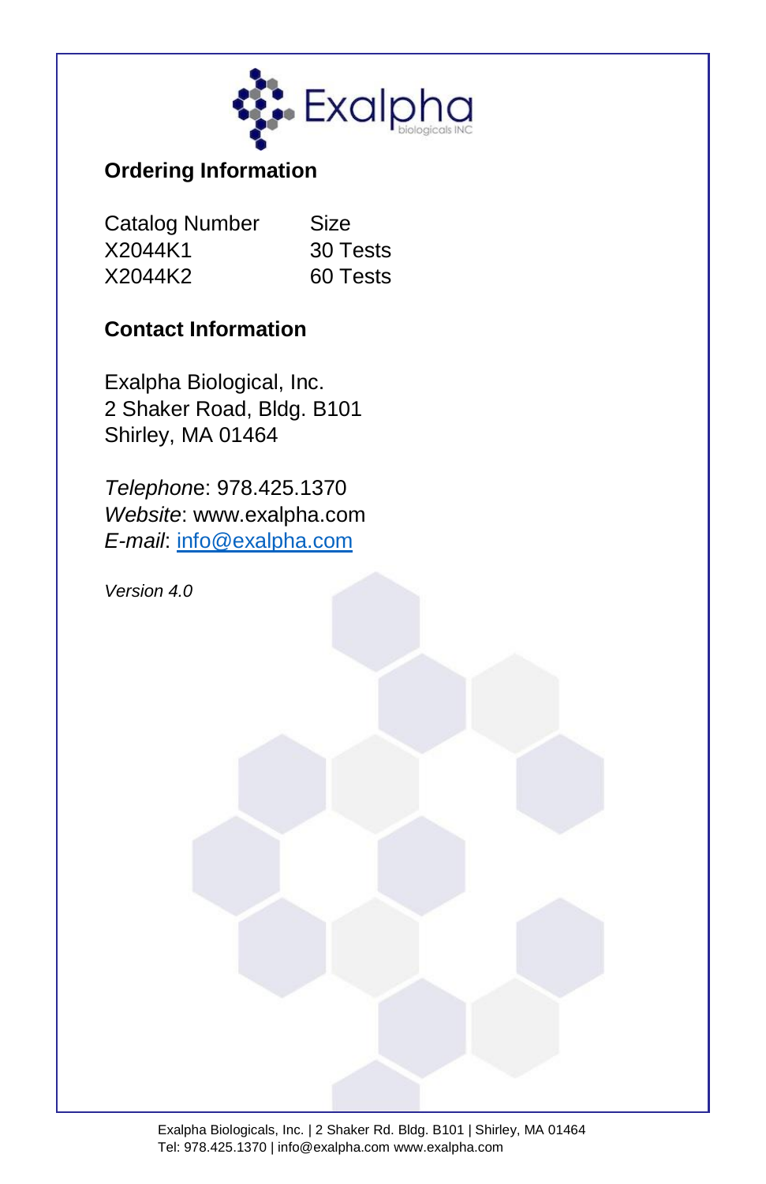Exalpha biologicals INC

## Ordering Information

| Catalog Number | Size |
|---|---|
| X2044K1 | 30 Tests |
| X2044K2 | 60 Tests |

## Contact Information

Exalpha Biological, Inc.
2 Shaker Road, Bldg. B101
Shirley, MA 01464

*Telephone*: 978.425.1370
*Website*: www.exalpha.com
*E-mail*: info@exalpha.com

*Version 4.0*